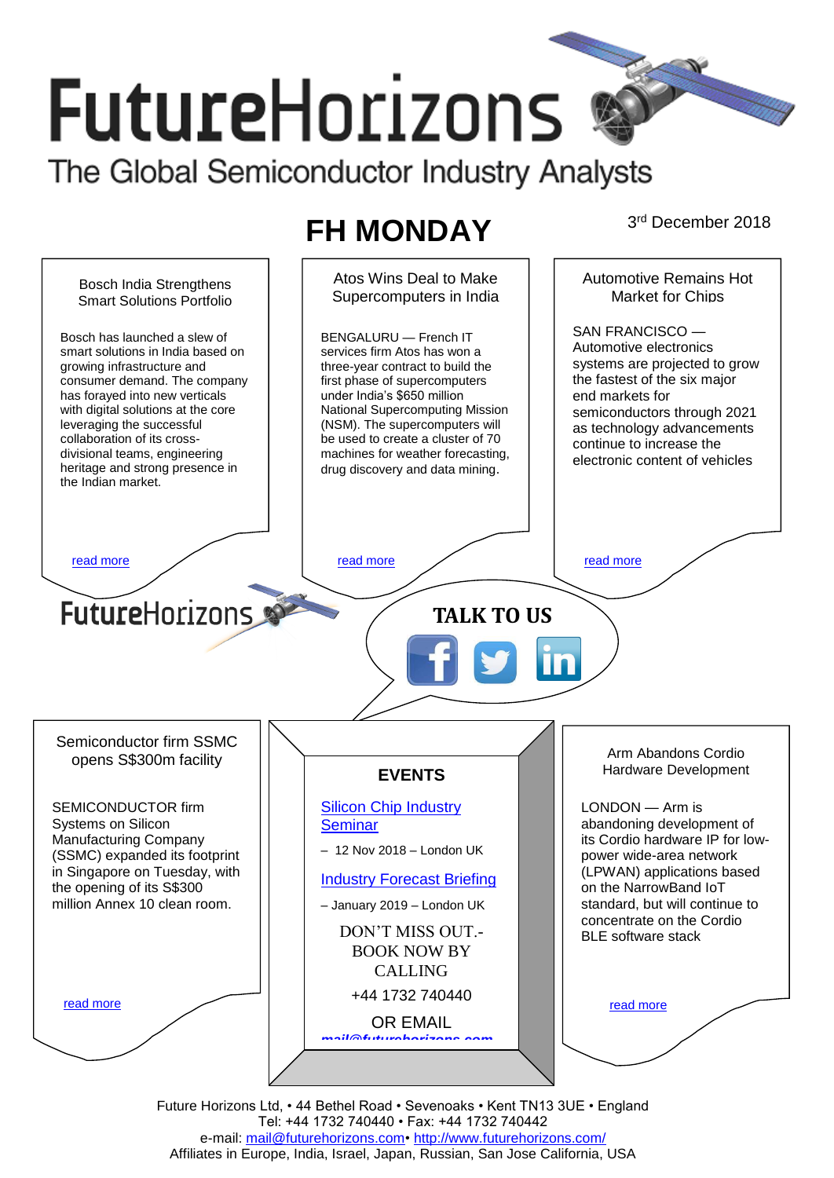# FutureHorizons

The Global Semiconductor Industry Analysts

## FH MONDAY

3rd December 2018

### Bosch India Strengthens Smart Solutions Portfolio

Bosch has launched a slew of smart solutions in India based on growing infrastructure and consumer demand. The company has forayed into new verticals with digital solutions at the core leveraging the successful collaboration of its cross-divisional teams, engineering heritage and strong presence in the Indian market.

read more

### Atos Wins Deal to Make Supercomputers in India

BENGALURU — French IT services firm Atos has won a three-year contract to build the first phase of supercomputers under India's $650 million National Supercomputing Mission (NSM). The supercomputers will be used to create a cluster of 70 machines for weather forecasting, drug discovery and data mining.

read more

### Automotive Remains Hot Market for Chips

SAN FRANCISCO — Automotive electronics systems are projected to grow the fastest of the six major end markets for semiconductors through 2021 as technology advancements continue to increase the electronic content of vehicles

read more

FutureHorizons

**TALK TO US**

### Semiconductor firm SSMC opens S$300m facility

SEMICONDUCTOR firm Systems on Silicon Manufacturing Company (SSMC) expanded its footprint in Singapore on Tuesday, with the opening of its S$300 million Annex 10 clean room.

read more

### EVENTS

Silicon Chip Industry Seminar

– 12 Nov 2018 – London UK

Industry Forecast Briefing

– January 2019 – London UK

DON'T MISS OUT.- BOOK NOW BY CALLING

+44 1732 740440

OR EMAIL

mail@futurehorizons.com

### Arm Abandons Cordio Hardware Development

LONDON — Arm is abandoning development of its Cordio hardware IP for low-power wide-area network (LPWAN) applications based on the NarrowBand IoT standard, but will continue to concentrate on the Cordio BLE software stack

read more

Future Horizons Ltd, • 44 Bethel Road • Sevenoaks • Kent TN13 3UE • England
Tel: +44 1732 740440 • Fax: +44 1732 740442
e-mail: mail@futurehorizons.com• http://www.futurehorizons.com/
Affiliates in Europe, India, Israel, Japan, Russian, San Jose California, USA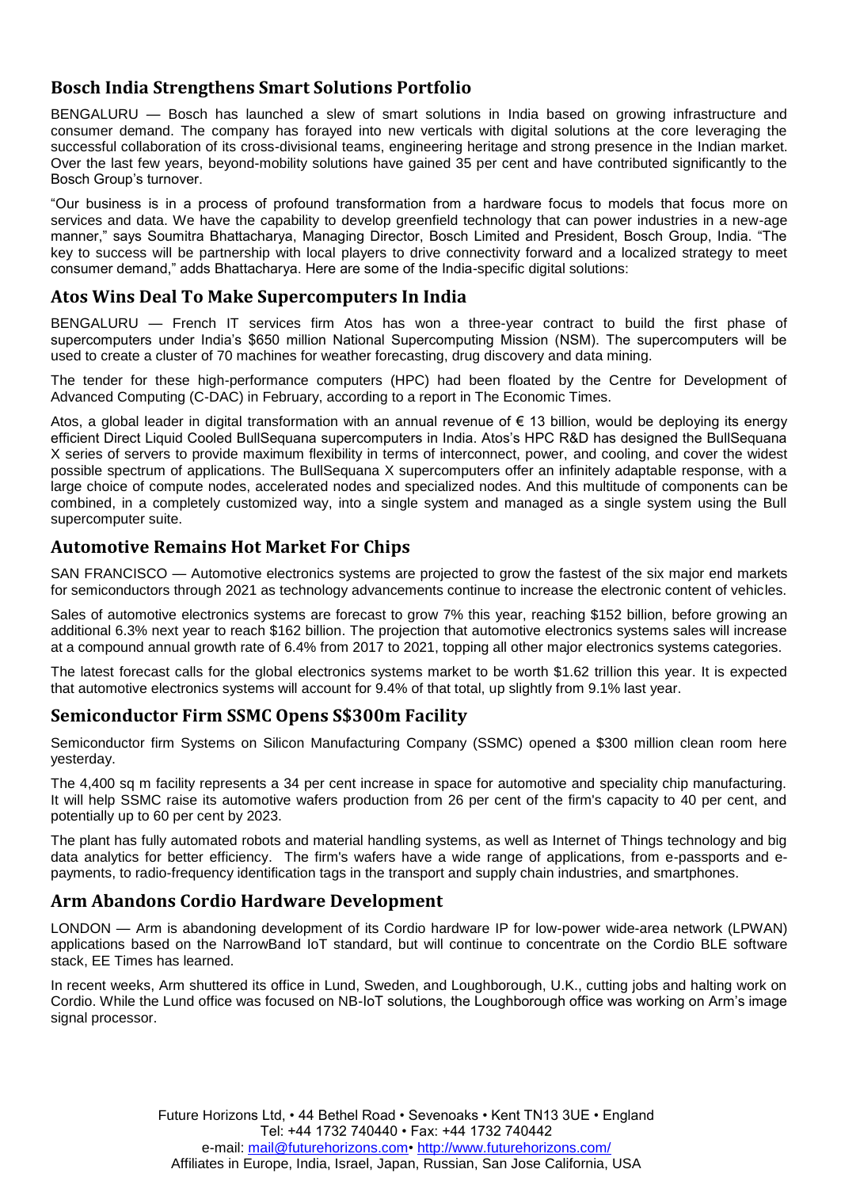## Bosch India Strengthens Smart Solutions Portfolio

BENGALURU — Bosch has launched a slew of smart solutions in India based on growing infrastructure and consumer demand. The company has forayed into new verticals with digital solutions at the core leveraging the successful collaboration of its cross-divisional teams, engineering heritage and strong presence in the Indian market. Over the last few years, beyond-mobility solutions have gained 35 per cent and have contributed significantly to the Bosch Group's turnover.

"Our business is in a process of profound transformation from a hardware focus to models that focus more on services and data. We have the capability to develop greenfield technology that can power industries in a new-age manner," says Soumitra Bhattacharya, Managing Director, Bosch Limited and President, Bosch Group, India. "The key to success will be partnership with local players to drive connectivity forward and a localized strategy to meet consumer demand," adds Bhattacharya. Here are some of the India-specific digital solutions:

## Atos Wins Deal To Make Supercomputers In India

BENGALURU — French IT services firm Atos has won a three-year contract to build the first phase of supercomputers under India's $650 million National Supercomputing Mission (NSM). The supercomputers will be used to create a cluster of 70 machines for weather forecasting, drug discovery and data mining.

The tender for these high-performance computers (HPC) had been floated by the Centre for Development of Advanced Computing (C-DAC) in February, according to a report in The Economic Times.

Atos, a global leader in digital transformation with an annual revenue of € 13 billion, would be deploying its energy efficient Direct Liquid Cooled BullSequana supercomputers in India. Atos's HPC R&D has designed the BullSequana X series of servers to provide maximum flexibility in terms of interconnect, power, and cooling, and cover the widest possible spectrum of applications. The BullSequana X supercomputers offer an infinitely adaptable response, with a large choice of compute nodes, accelerated nodes and specialized nodes. And this multitude of components can be combined, in a completely customized way, into a single system and managed as a single system using the Bull supercomputer suite.

## Automotive Remains Hot Market For Chips

SAN FRANCISCO — Automotive electronics systems are projected to grow the fastest of the six major end markets for semiconductors through 2021 as technology advancements continue to increase the electronic content of vehicles.

Sales of automotive electronics systems are forecast to grow 7% this year, reaching $152 billion, before growing an additional 6.3% next year to reach $162 billion. The projection that automotive electronics systems sales will increase at a compound annual growth rate of 6.4% from 2017 to 2021, topping all other major electronics systems categories.

The latest forecast calls for the global electronics systems market to be worth $1.62 trillion this year. It is expected that automotive electronics systems will account for 9.4% of that total, up slightly from 9.1% last year.

## Semiconductor Firm SSMC Opens S$300m Facility

Semiconductor firm Systems on Silicon Manufacturing Company (SSMC) opened a $300 million clean room here yesterday.

The 4,400 sq m facility represents a 34 per cent increase in space for automotive and speciality chip manufacturing. It will help SSMC raise its automotive wafers production from 26 per cent of the firm's capacity to 40 per cent, and potentially up to 60 per cent by 2023.

The plant has fully automated robots and material handling systems, as well as Internet of Things technology and big data analytics for better efficiency. The firm's wafers have a wide range of applications, from e-passports and e-payments, to radio-frequency identification tags in the transport and supply chain industries, and smartphones.

## Arm Abandons Cordio Hardware Development

LONDON — Arm is abandoning development of its Cordio hardware IP for low-power wide-area network (LPWAN) applications based on the NarrowBand IoT standard, but will continue to concentrate on the Cordio BLE software stack, EE Times has learned.

In recent weeks, Arm shuttered its office in Lund, Sweden, and Loughborough, U.K., cutting jobs and halting work on Cordio. While the Lund office was focused on NB-IoT solutions, the Loughborough office was working on Arm's image signal processor.

Future Horizons Ltd, • 44 Bethel Road • Sevenoaks • Kent TN13 3UE • England
Tel: +44 1732 740440 • Fax: +44 1732 740442
e-mail: mail@futurehorizons.com• http://www.futurehorizons.com/
Affiliates in Europe, India, Israel, Japan, Russian, San Jose California, USA